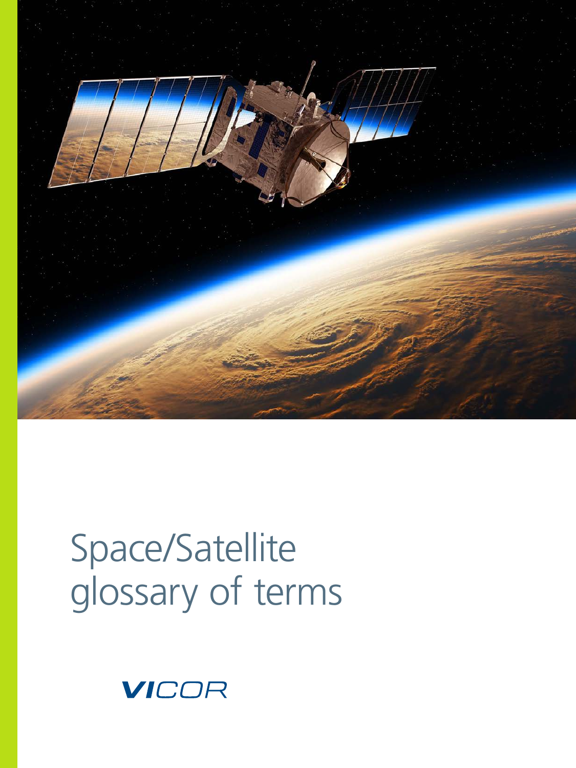# Space/Satellite glossary of terms

VICOR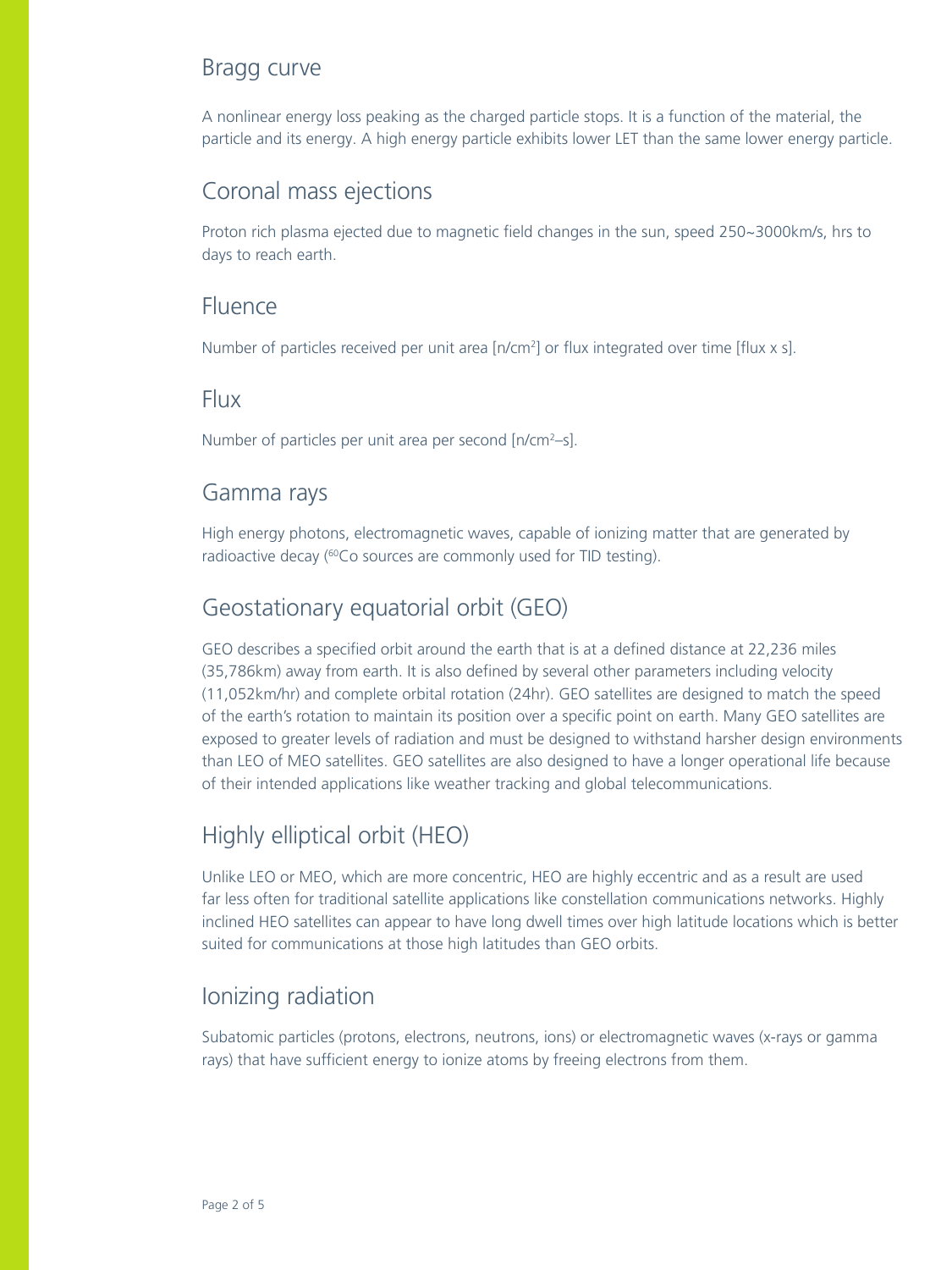## Bragg curve

A nonlinear energy loss peaking as the charged particle stops. It is a function of the material, the particle and its energy. A high energy particle exhibits lower LET than the same lower energy particle.

## Coronal mass ejections

Proton rich plasma ejected due to magnetic field changes in the sun, speed 250~3000km/s, hrs to days to reach earth.

## Fluence

Number of particles received per unit area [n/cm$^2$] or flux integrated over time [flux x s].

## Flux

Number of particles per unit area per second [n/cm$^2$–s].

## Gamma rays

High energy photons, electromagnetic waves, capable of ionizing matter that are generated by radioactive decay ($^{60}$Co sources are commonly used for TID testing).

## Geostationary equatorial orbit (GEO)

GEO describes a specified orbit around the earth that is at a defined distance at 22,236 miles (35,786km) away from earth. It is also defined by several other parameters including velocity (11,052km/hr) and complete orbital rotation (24hr). GEO satellites are designed to match the speed of the earth's rotation to maintain its position over a specific point on earth. Many GEO satellites are exposed to greater levels of radiation and must be designed to withstand harsher design environments than LEO of MEO satellites. GEO satellites are also designed to have a longer operational life because of their intended applications like weather tracking and global telecommunications.

## Highly elliptical orbit (HEO)

Unlike LEO or MEO, which are more concentric, HEO are highly eccentric and as a result are used far less often for traditional satellite applications like constellation communications networks. Highly inclined HEO satellites can appear to have long dwell times over high latitude locations which is better suited for communications at those high latitudes than GEO orbits.

## Ionizing radiation

Subatomic particles (protons, electrons, neutrons, ions) or electromagnetic waves (x-rays or gamma rays) that have sufficient energy to ionize atoms by freeing electrons from them.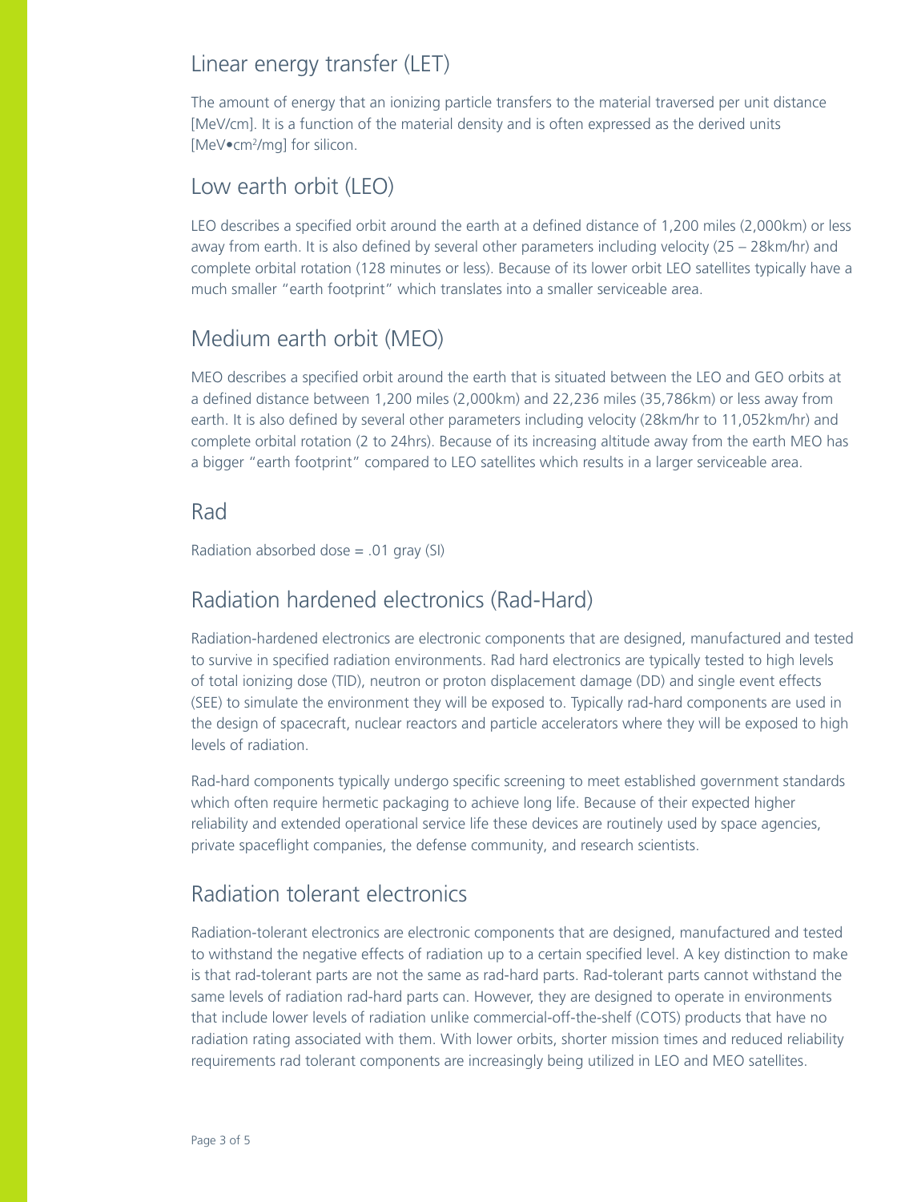## Linear energy transfer (LET)

The amount of energy that an ionizing particle transfers to the material traversed per unit distance [MeV/cm]. It is a function of the material density and is often expressed as the derived units [MeV•cm$^2$/mg] for silicon.

## Low earth orbit (LEO)

LEO describes a specified orbit around the earth at a defined distance of 1,200 miles (2,000km) or less away from earth. It is also defined by several other parameters including velocity (25 – 28km/hr) and complete orbital rotation (128 minutes or less). Because of its lower orbit LEO satellites typically have a much smaller "earth footprint" which translates into a smaller serviceable area.

## Medium earth orbit (MEO)

MEO describes a specified orbit around the earth that is situated between the LEO and GEO orbits at a defined distance between 1,200 miles (2,000km) and 22,236 miles (35,786km) or less away from earth. It is also defined by several other parameters including velocity (28km/hr to 11,052km/hr) and complete orbital rotation (2 to 24hrs). Because of its increasing altitude away from the earth MEO has a bigger "earth footprint" compared to LEO satellites which results in a larger serviceable area.

## Rad

Radiation absorbed dose = .01 gray (SI)

## Radiation hardened electronics (Rad-Hard)

Radiation-hardened electronics are electronic components that are designed, manufactured and tested to survive in specified radiation environments. Rad hard electronics are typically tested to high levels of total ionizing dose (TID), neutron or proton displacement damage (DD) and single event effects (SEE) to simulate the environment they will be exposed to. Typically rad-hard components are used in the design of spacecraft, nuclear reactors and particle accelerators where they will be exposed to high levels of radiation.

Rad-hard components typically undergo specific screening to meet established government standards which often require hermetic packaging to achieve long life. Because of their expected higher reliability and extended operational service life these devices are routinely used by space agencies, private spaceflight companies, the defense community, and research scientists.

## Radiation tolerant electronics

Radiation-tolerant electronics are electronic components that are designed, manufactured and tested to withstand the negative effects of radiation up to a certain specified level. A key distinction to make is that rad-tolerant parts are not the same as rad-hard parts. Rad-tolerant parts cannot withstand the same levels of radiation rad-hard parts can. However, they are designed to operate in environments that include lower levels of radiation unlike commercial-off-the-shelf (COTS) products that have no radiation rating associated with them. With lower orbits, shorter mission times and reduced reliability requirements rad tolerant components are increasingly being utilized in LEO and MEO satellites.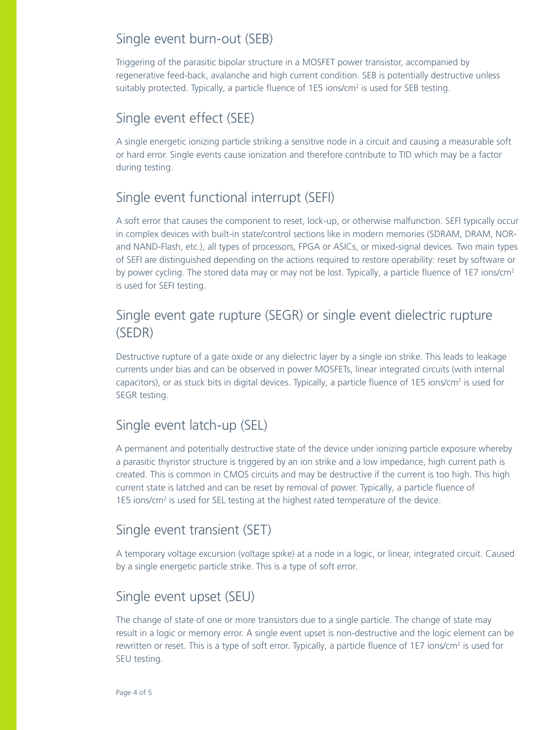## Single event burn-out (SEB)

Triggering of the parasitic bipolar structure in a MOSFET power transistor, accompanied by regenerative feed-back, avalanche and high current condition. SEB is potentially destructive unless suitably protected. Typically, a particle fluence of 1E5 ions/$cm^2$ is used for SEB testing.

## Single event effect (SEE)

A single energetic ionizing particle striking a sensitive node in a circuit and causing a measurable soft or hard error. Single events cause ionization and therefore contribute to TID which may be a factor during testing.

## Single event functional interrupt (SEFI)

A soft error that causes the component to reset, lock-up, or otherwise malfunction. SEFI typically occur in complex devices with built-in state/control sections like in modern memories (SDRAM, DRAM, NOR- and NAND-Flash, etc.), all types of processors, FPGA or ASICs, or mixed-signal devices. Two main types of SEFI are distinguished depending on the actions required to restore operability: reset by software or by power cycling. The stored data may or may not be lost. Typically, a particle fluence of 1E7 ions/$cm^2$ is used for SEFI testing.

## Single event gate rupture (SEGR) or single event dielectric rupture (SEDR)

Destructive rupture of a gate oxide or any dielectric layer by a single ion strike. This leads to leakage currents under bias and can be observed in power MOSFETs, linear integrated circuits (with internal capacitors), or as stuck bits in digital devices. Typically, a particle fluence of 1E5 ions/$cm^2$ is used for SEGR testing.

## Single event latch-up (SEL)

A permanent and potentially destructive state of the device under ionizing particle exposure whereby a parasitic thyristor structure is triggered by an ion strike and a low impedance, high current path is created. This is common in CMOS circuits and may be destructive if the current is too high. This high current state is latched and can be reset by removal of power. Typically, a particle fluence of 1E5 ions/$cm^2$ is used for SEL testing at the highest rated temperature of the device.

## Single event transient (SET)

A temporary voltage excursion (voltage spike) at a node in a logic, or linear, integrated circuit. Caused by a single energetic particle strike. This is a type of soft error.

## Single event upset (SEU)

The change of state of one or more transistors due to a single particle. The change of state may result in a logic or memory error. A single event upset is non-destructive and the logic element can be rewritten or reset. This is a type of soft error. Typically, a particle fluence of 1E7 ions/$cm^2$ is used for SEU testing.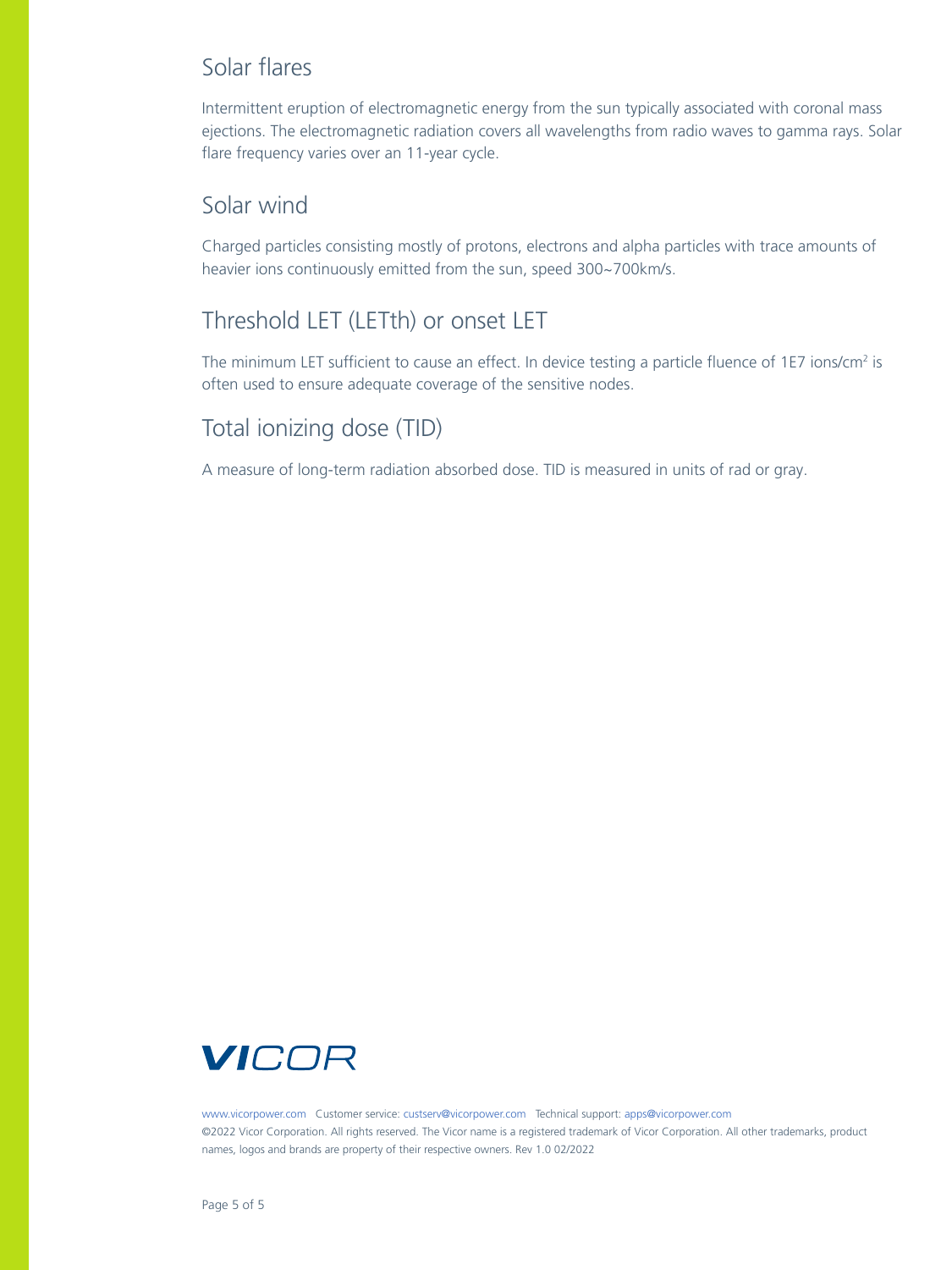## Solar flares

Intermittent eruption of electromagnetic energy from the sun typically associated with coronal mass ejections. The electromagnetic radiation covers all wavelengths from radio waves to gamma rays. Solar flare frequency varies over an 11-year cycle.

## Solar wind

Charged particles consisting mostly of protons, electrons and alpha particles with trace amounts of heavier ions continuously emitted from the sun, speed 300~700km/s.

## Threshold LET (LETth) or onset LET

The minimum LET sufficient to cause an effect. In device testing a particle fluence of 1E7 ions/$cm^2$ is often used to ensure adequate coverage of the sensitive nodes.

## Total ionizing dose (TID)

A measure of long-term radiation absorbed dose. TID is measured in units of rad or gray.

VICOR

www.vicorpower.com Customer service: custserv@vicorpower.com Technical support: apps@vicorpower.com
©2022 Vicor Corporation. All rights reserved. The Vicor name is a registered trademark of Vicor Corporation. All other trademarks, product names, logos and brands are property of their respective owners. Rev 1.0 02/2022